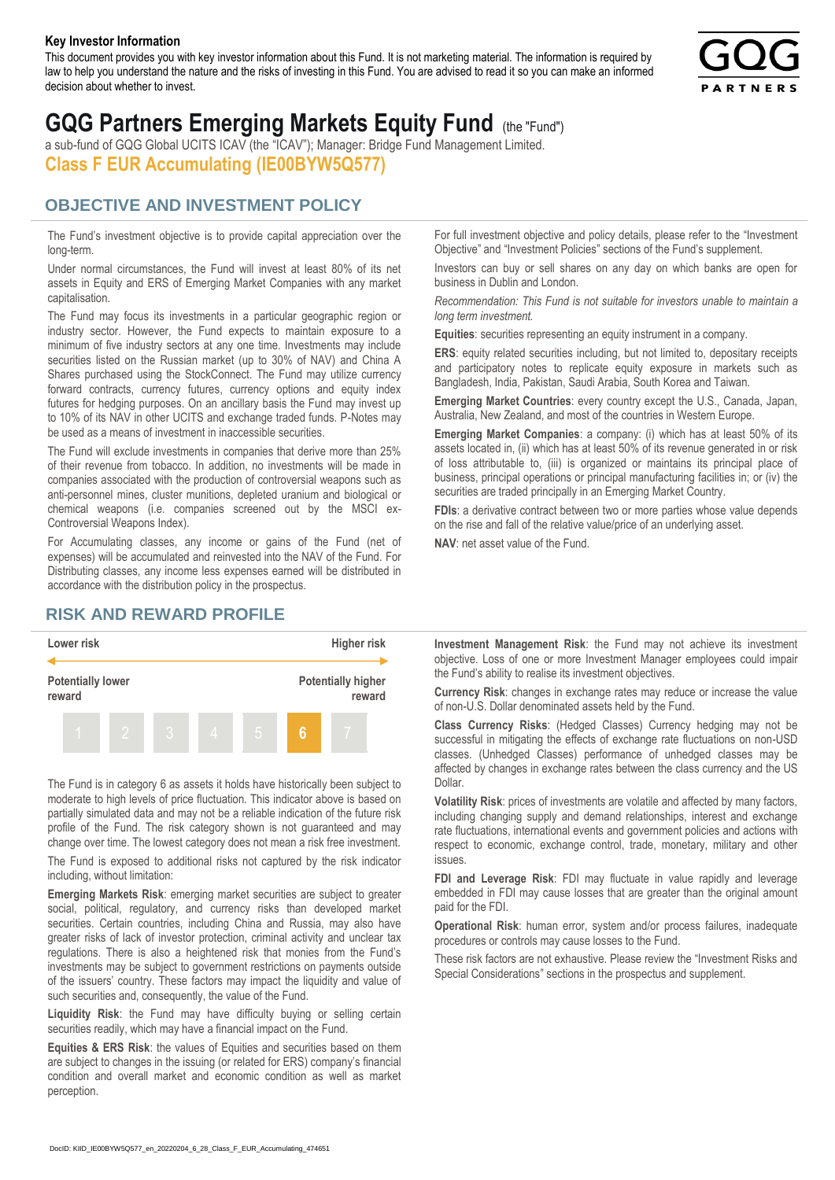**Key Investor Information**

This document provides you with key investor information about this Fund. It is not marketing material. The information is required by law to help you understand the nature and the risks of investing in this Fund. You are advised to read it so you can make an informed decision about whether to invest.

# GQG Partners Emerging Markets Equity Fund (the "Fund")

a sub-fund of GQG Global UCITS ICAV (the "ICAV"); Manager: Bridge Fund Management Limited.

## Class F EUR Accumulating (IE00BYW5Q577)

## OBJECTIVE AND INVESTMENT POLICY

The Fund's investment objective is to provide capital appreciation over the long-term.

Under normal circumstances, the Fund will invest at least 80% of its net assets in Equity and ERS of Emerging Market Companies with any market capitalisation.

The Fund may focus its investments in a particular geographic region or industry sector. However, the Fund expects to maintain exposure to a minimum of five industry sectors at any one time. Investments may include securities listed on the Russian market (up to 30% of NAV) and China A Shares purchased using the StockConnect. The Fund may utilize currency forward contracts, currency futures, currency options and equity index futures for hedging purposes. On an ancillary basis the Fund may invest up to 10% of its NAV in other UCITS and exchange traded funds. P-Notes may be used as a means of investment in inaccessible securities.

The Fund will exclude investments in companies that derive more than 25% of their revenue from tobacco. In addition, no investments will be made in companies associated with the production of controversial weapons such as anti-personnel mines, cluster munitions, depleted uranium and biological or chemical weapons (i.e. companies screened out by the MSCI ex-Controversial Weapons Index).

For Accumulating classes, any income or gains of the Fund (net of expenses) will be accumulated and reinvested into the NAV of the Fund. For Distributing classes, any income less expenses earned will be distributed in accordance with the distribution policy in the prospectus.

For full investment objective and policy details, please refer to the "Investment Objective" and "Investment Policies" sections of the Fund's supplement.

Investors can buy or sell shares on any day on which banks are open for business in Dublin and London.

*Recommendation: This Fund is not suitable for investors unable to maintain a long term investment.*

**Equities**: securities representing an equity instrument in a company.

**ERS**: equity related securities including, but not limited to, depositary receipts and participatory notes to replicate equity exposure in markets such as Bangladesh, India, Pakistan, Saudi Arabia, South Korea and Taiwan.

**Emerging Market Countries**: every country except the U.S., Canada, Japan, Australia, New Zealand, and most of the countries in Western Europe.

**Emerging Market Companies**: a company: (i) which has at least 50% of its assets located in, (ii) which has at least 50% of its revenue generated in or risk of loss attributable to, (iii) is organized or maintains its principal place of business, principal operations or principal manufacturing facilities in; or (iv) the securities are traded principally in an Emerging Market Country.

**FDIs**: a derivative contract between two or more parties whose value depends on the rise and fall of the relative value/price of an underlying asset.

**NAV**: net asset value of the Fund.

## RISK AND REWARD PROFILE

| Lower risk | | | | | | Higher risk |
|---|---|---|---|---|---|---|
| Potentially lower reward | | | | | | Potentially higher reward |
| 1 | 2 | 3 | 4 | 5 | **6** | 7 |

The Fund is in category 6 as assets it holds have historically been subject to moderate to high levels of price fluctuation. This indicator above is based on partially simulated data and may not be a reliable indication of the future risk profile of the Fund. The risk category shown is not guaranteed and may change over time. The lowest category does not mean a risk free investment.

The Fund is exposed to additional risks not captured by the risk indicator including, without limitation:

**Emerging Markets Risk**: emerging market securities are subject to greater social, political, regulatory, and currency risks than developed market securities. Certain countries, including China and Russia, may also have greater risks of lack of investor protection, criminal activity and unclear tax regulations. There is also a heightened risk that monies from the Fund's investments may be subject to government restrictions on payments outside of the issuers' country. These factors may impact the liquidity and value of such securities and, consequently, the value of the Fund.

**Liquidity Risk**: the Fund may have difficulty buying or selling certain securities readily, which may have a financial impact on the Fund.

**Equities & ERS Risk**: the values of Equities and securities based on them are subject to changes in the issuing (or related for ERS) company's financial condition and overall market and economic condition as well as market perception.

**Investment Management Risk**: the Fund may not achieve its investment objective. Loss of one or more Investment Manager employees could impair the Fund's ability to realise its investment objectives.

**Currency Risk**: changes in exchange rates may reduce or increase the value of non-U.S. Dollar denominated assets held by the Fund.

**Class Currency Risks**: (Hedged Classes) Currency hedging may not be successful in mitigating the effects of exchange rate fluctuations on non-USD classes. (Unhedged Classes) performance of unhedged classes may be affected by changes in exchange rates between the class currency and the US Dollar.

**Volatility Risk**: prices of investments are volatile and affected by many factors, including changing supply and demand relationships, interest and exchange rate fluctuations, international events and government policies and actions with respect to economic, exchange control, trade, monetary, military and other issues.

**FDI and Leverage Risk**: FDI may fluctuate in value rapidly and leverage embedded in FDI may cause losses that are greater than the original amount paid for the FDI.

**Operational Risk**: human error, system and/or process failures, inadequate procedures or controls may cause losses to the Fund.

These risk factors are not exhaustive. Please review the "Investment Risks and Special Considerations" sections in the prospectus and supplement.

DocID: KIID_IE00BYW5Q577_en_20220204_6_28_Class_F_EUR_Accumulating_474651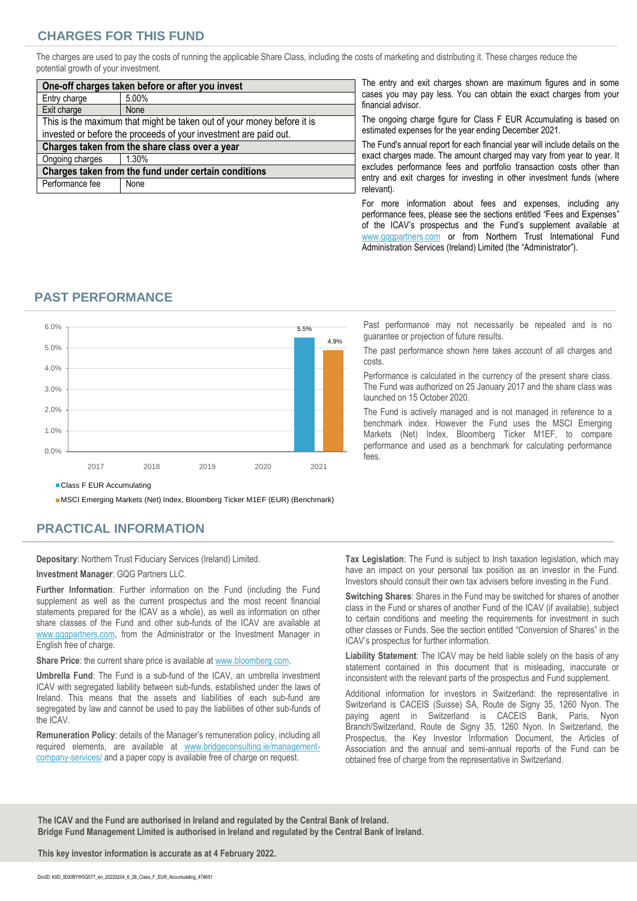## CHARGES FOR THIS FUND

The charges are used to pay the costs of running the applicable Share Class, including the costs of marketing and distributing it. These charges reduce the potential growth of your investment.

| One-off charges taken before or after you invest | |
|---|---|
| Entry charge | 5.00% |
| Exit charge | None |
| This is the maximum that might be taken out of your money before it is invested or before the proceeds of your investment are paid out. | |
| **Charges taken from the share class over a year** | |
| Ongoing charges | 1.30% |
| **Charges taken from the fund under certain conditions** | |
| Performance fee | None |

The entry and exit charges shown are maximum figures and in some cases you may pay less. You can obtain the exact charges from your financial advisor.

The ongoing charge figure for Class F EUR Accumulating is based on estimated expenses for the year ending December 2021.

The Fund's annual report for each financial year will include details on the exact charges made. The amount charged may vary from year to year. It excludes performance fees and portfolio transaction costs other than entry and exit charges for investing in other investment funds (where relevant).

For more information about fees and expenses, including any performance fees, please see the sections entitled "Fees and Expenses" of the ICAV's prospectus and the Fund's supplement available at www.gqgpartners.com or from Northern Trust International Fund Administration Services (Ireland) Limited (the "Administrator").

## PAST PERFORMANCE

6.0%
5.0%
4.0%
3.0%
2.0%
1.0%
0.0%

2017 2018 2019 2020 2021

5.5%
4.9%

Class F EUR Accumulating

MSCI Emerging Markets (Net) Index, Bloomberg Ticker M1EF (EUR) (Benchmark)

Past performance may not necessarily be repeated and is no guarantee or projection of future results.

The past performance shown here takes account of all charges and costs.

Performance is calculated in the currency of the present share class. The Fund was authorized on 25 January 2017 and the share class was launched on 15 October 2020.

The Fund is actively managed and is not managed in reference to a benchmark index. However the Fund uses the MSCI Emerging Markets (Net) Index, Bloomberg Ticker M1EF, to compare performance and used as a benchmark for calculating performance fees.

## PRACTICAL INFORMATION

**Depositary**: Northern Trust Fiduciary Services (Ireland) Limited.

**Investment Manager**: GQG Partners LLC.

**Further Information**: Further information on the Fund (including the Fund supplement as well as the current prospectus and the most recent financial statements prepared for the ICAV as a whole), as well as information on other share classes of the Fund and other sub-funds of the ICAV are available at www.gqgpartners.com, from the Administrator or the Investment Manager in English free of charge.

**Share Price**: the current share price is available at www.bloomberg.com.

**Umbrella Fund**: The Fund is a sub-fund of the ICAV, an umbrella investment ICAV with segregated liability between sub-funds, established under the laws of Ireland. This means that the assets and liabilities of each sub-fund are segregated by law and cannot be used to pay the liabilities of other sub-funds of the ICAV.

**Remuneration Policy**: details of the Manager's remuneration policy, including all required elements, are available at www.bridgeconsulting.ie/management-company-services/ and a paper copy is available free of charge on request.

**Tax Legislation**: The Fund is subject to Irish taxation legislation, which may have an impact on your personal tax position as an investor in the Fund. Investors should consult their own tax advisers before investing in the Fund.

**Switching Shares**: Shares in the Fund may be switched for shares of another class in the Fund or shares of another Fund of the ICAV (if available), subject to certain conditions and meeting the requirements for investment in such other classes or Funds. See the section entitled "Conversion of Shares" in the ICAV's prospectus for further information.

**Liability Statement**: The ICAV may be held liable solely on the basis of any statement contained in this document that is misleading, inaccurate or inconsistent with the relevant parts of the prospectus and Fund supplement.

Additional information for investors in Switzerland: the representative in Switzerland is CACEIS (Suisse) SA, Route de Signy 35, 1260 Nyon. The paying agent in Switzerland is CACEIS Bank, Paris, Nyon Branch/Switzerland, Route de Signy 35, 1260 Nyon. In Switzerland, the Prospectus, the Key Investor Information Document, the Articles of Association and the annual and semi-annual reports of the Fund can be obtained free of charge from the representative in Switzerland.

**The ICAV and the Fund are authorised in Ireland and regulated by the Central Bank of Ireland.**
**Bridge Fund Management Limited is authorised in Ireland and regulated by the Central Bank of Ireland.**

**This key investor information is accurate as at 4 February 2022.**

DocID: KIID_IE00BYW5Q577_en_20220204_6_28_Class_F_EUR_Accumulating_474651